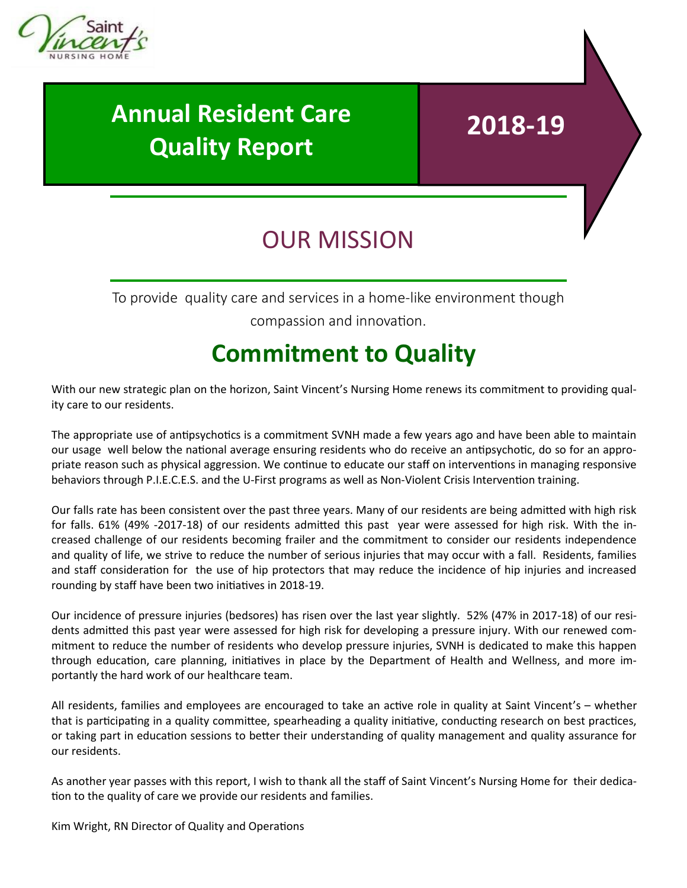# Annual Resident Care Quality Report 2018-19

## OUR MISSION

To provide quality care and services in a home-like environment though compassion and innovation.

## Commitment to Quality

With our new strategic plan on the horizon, Saint Vincent's Nursing Home renews its commitment to providing quality care to our residents.

The appropriate use of antipsychotics is a commitment SVNH made a few years ago and have been able to maintain our usage well below the national average ensuring residents who do receive an antipsychotic, do so for an appropriate reason such as physical aggression. We continue to educate our staff on interventions in managing responsive behaviors through P.I.E.C.E.S. and the U-First programs as well as Non-Violent Crisis Intervention training.

Our falls rate has been consistent over the past three years. Many of our residents are being admitted with high risk for falls. 61% (49% -2017-18) of our residents admitted this past year were assessed for high risk. With the increased challenge of our residents becoming frailer and the commitment to consider our residents independence and quality of life, we strive to reduce the number of serious injuries that may occur with a fall. Residents, families and staff consideration for the use of hip protectors that may reduce the incidence of hip injuries and increased rounding by staff have been two initiatives in 2018-19.

Our incidence of pressure injuries (bedsores) has risen over the last year slightly. 52% (47% in 2017-18) of our residents admitted this past year were assessed for high risk for developing a pressure injury. With our renewed commitment to reduce the number of residents who develop pressure injuries, SVNH is dedicated to make this happen through education, care planning, initiatives in place by the Department of Health and Wellness, and more importantly the hard work of our healthcare team.

All residents, families and employees are encouraged to take an active role in quality at Saint Vincent's – whether that is participating in a quality committee, spearheading a quality initiative, conducting research on best practices, or taking part in education sessions to better their understanding of quality management and quality assurance for our residents.

As another year passes with this report, I wish to thank all the staff of Saint Vincent's Nursing Home for their dedication to the quality of care we provide our residents and families.

Kim Wright, RN Director of Quality and Operations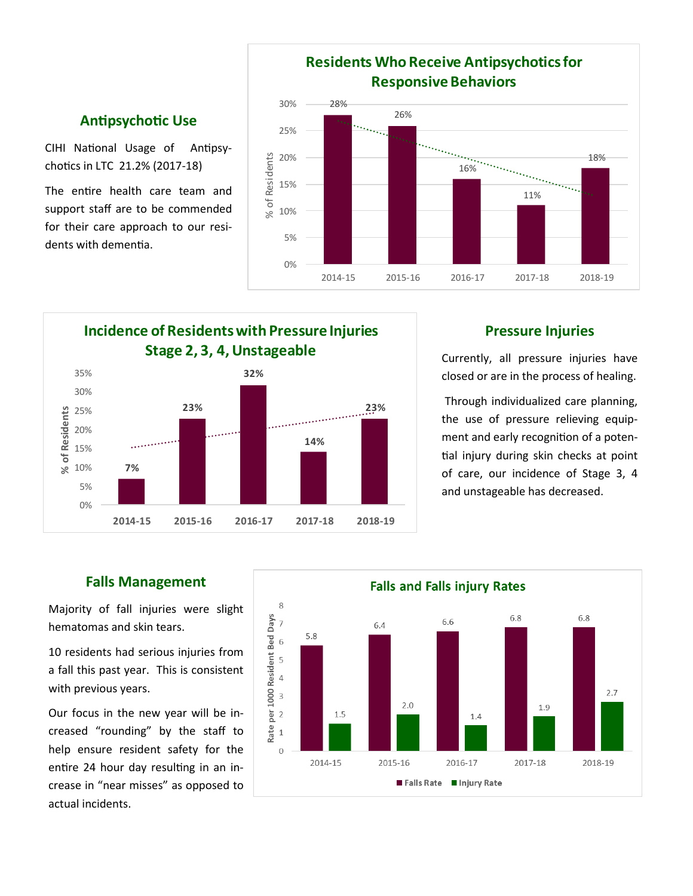## Antipsychotic Use

CIHI National Usage of Antipsychotics in LTC 21.2% (2017-18)

The entire health care team and support staff are to be commended for their care approach to our residents with dementia.

**Residents Who Receive Antipsychotics for Responsive Behaviors**

% of Residents

30%
25%
20%
15%
10%
5%
0%

28%
26%
16%
11%
18%

2014-15
2015-16
2016-17
2017-18
2018-19

**Incidence of Residents with Pressure Injuries Stage 2, 3, 4, Unstageable**

% of Residents

35%
30%
25%
20%
15%
10%
5%
0%

7%
23%
32%
14%
23%

2014-15
2015-16
2016-17
2017-18
2018-19

## Pressure Injuries

Currently, all pressure injuries have closed or are in the process of healing.

Through individualized care planning, the use of pressure relieving equipment and early recognition of a potential injury during skin checks at point of care, our incidence of Stage 3, 4 and unstageable has decreased.

## Falls Management

Majority of fall injuries were slight hematomas and skin tears.

10 residents had serious injuries from a fall this past year. This is consistent with previous years.

Our focus in the new year will be increased “rounding” by the staff to help ensure resident safety for the entire 24 hour day resulting in an increase in “near misses” as opposed to actual incidents.

**Falls and Falls injury Rates**

Rate per 1000 Resident Bed Days

8
7
6
5
4
3
2
1
0

5.8
1.5
6.4
2.0
6.6
1.4
6.8
1.9
6.8
2.7

2014-15
2015-16
2016-17
2017-18
2018-19

Falls Rate
Injury Rate